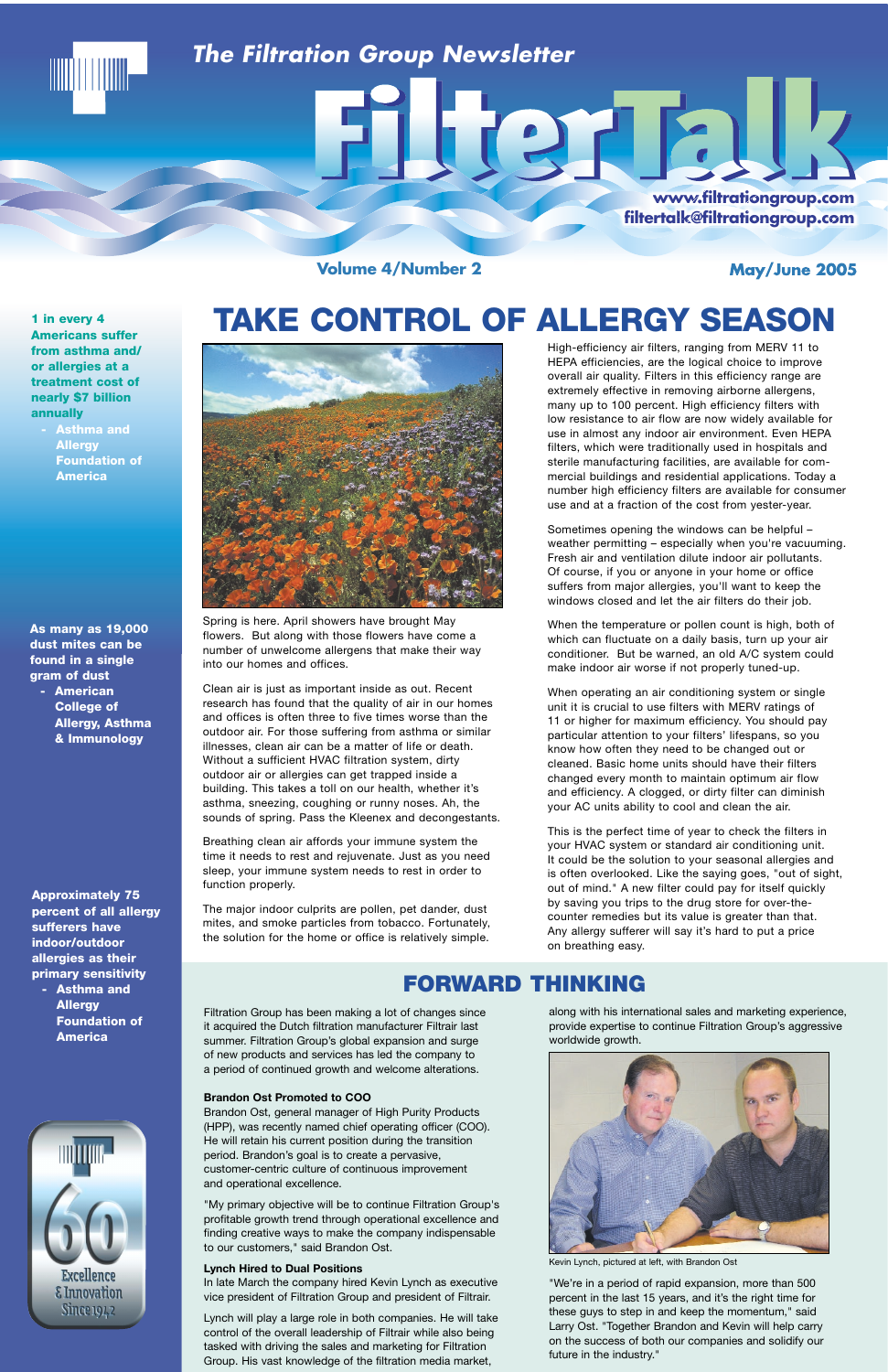# The Filtration Group Newsletter

# FilterTalk

www.filtrationgroup.com
filtertalk@filtrationgroup.com

Volume 4/Number 2 — May/June 2005

**1 in every 4 Americans suffer from asthma and/ or allergies at a treatment cost of nearly $7 billion annually**
**- Asthma and Allergy Foundation of America**

**As many as 19,000 dust mites can be found in a single gram of dust**
**- American College of Allergy, Asthma & Immunology**

**Approximately 75 percent of all allergy sufferers have indoor/outdoor allergies as their primary sensitivity**
**- Asthma and Allergy Foundation of America**

60 Excellence & Innovation Since 1942

## TAKE CONTROL OF ALLERGY SEASON

Spring is here. April showers have brought May flowers. But along with those flowers have come a number of unwelcome allergens that make their way into our homes and offices.

Clean air is just as important inside as out. Recent research has found that the quality of air in our homes and offices is often three to five times worse than the outdoor air. For those suffering from asthma or similar illnesses, clean air can be a matter of life or death. Without a sufficient HVAC filtration system, dirty outdoor air or allergies can get trapped inside a building. This takes a toll on our health, whether it's asthma, sneezing, coughing or runny noses. Ah, the sounds of spring. Pass the Kleenex and decongestants.

Breathing clean air affords your immune system the time it needs to rest and rejuvenate. Just as you need sleep, your immune system needs to rest in order to function properly.

The major indoor culprits are pollen, pet dander, dust mites, and smoke particles from tobacco. Fortunately, the solution for the home or office is relatively simple.

High-efficiency air filters, ranging from MERV 11 to HEPA efficiencies, are the logical choice to improve overall air quality. Filters in this efficiency range are extremely effective in removing airborne allergens, many up to 100 percent. High efficiency filters with low resistance to air flow are now widely available for use in almost any indoor air environment. Even HEPA filters, which were traditionally used in hospitals and sterile manufacturing facilities, are available for commercial buildings and residential applications. Today a number high efficiency filters are available for consumer use and at a fraction of the cost from yester-year.

Sometimes opening the windows can be helpful – weather permitting – especially when you're vacuuming. Fresh air and ventilation dilute indoor air pollutants. Of course, if you or anyone in your home or office suffers from major allergies, you'll want to keep the windows closed and let the air filters do their job.

When the temperature or pollen count is high, both of which can fluctuate on a daily basis, turn up your air conditioner. But be warned, an old A/C system could make indoor air worse if not properly tuned-up.

When operating an air conditioning system or single unit it is crucial to use filters with MERV ratings of 11 or higher for maximum efficiency. You should pay particular attention to your filters' lifespans, so you know how often they need to be changed out or cleaned. Basic home units should have their filters changed every month to maintain optimum air flow and efficiency. A clogged, or dirty filter can diminish your AC units ability to cool and clean the air.

This is the perfect time of year to check the filters in your HVAC system or standard air conditioning unit. It could be the solution to your seasonal allergies and is often overlooked. Like the saying goes, "out of sight, out of mind." A new filter could pay for itself quickly by saving you trips to the drug store for over-the-counter remedies but its value is greater than that. Any allergy sufferer will say it's hard to put a price on breathing easy.

## FORWARD THINKING

Filtration Group has been making a lot of changes since it acquired the Dutch filtration manufacturer Filtrair last summer. Filtration Group's global expansion and surge of new products and services has led the company to a period of continued growth and welcome alterations.

### Brandon Ost Promoted to COO

Brandon Ost, general manager of High Purity Products (HPP), was recently named chief operating officer (COO). He will retain his current position during the transition period. Brandon's goal is to create a pervasive, customer-centric culture of continuous improvement and operational excellence.

"My primary objective will be to continue Filtration Group's profitable growth trend through operational excellence and finding creative ways to make the company indispensable to our customers," said Brandon Ost.

### Lynch Hired to Dual Positions

In late March the company hired Kevin Lynch as executive vice president of Filtration Group and president of Filtrair.

Lynch will play a large role in both companies. He will take control of the overall leadership of Filtrair while also being tasked with driving the sales and marketing for Filtration Group. His vast knowledge of the filtration media market, along with his international sales and marketing experience, provide expertise to continue Filtration Group's aggressive worldwide growth.

Kevin Lynch, pictured at left, with Brandon Ost

"We're in a period of rapid expansion, more than 500 percent in the last 15 years, and it's the right time for these guys to step in and keep the momentum," said Larry Ost. "Together Brandon and Kevin will help carry on the success of both our companies and solidify our future in the industry."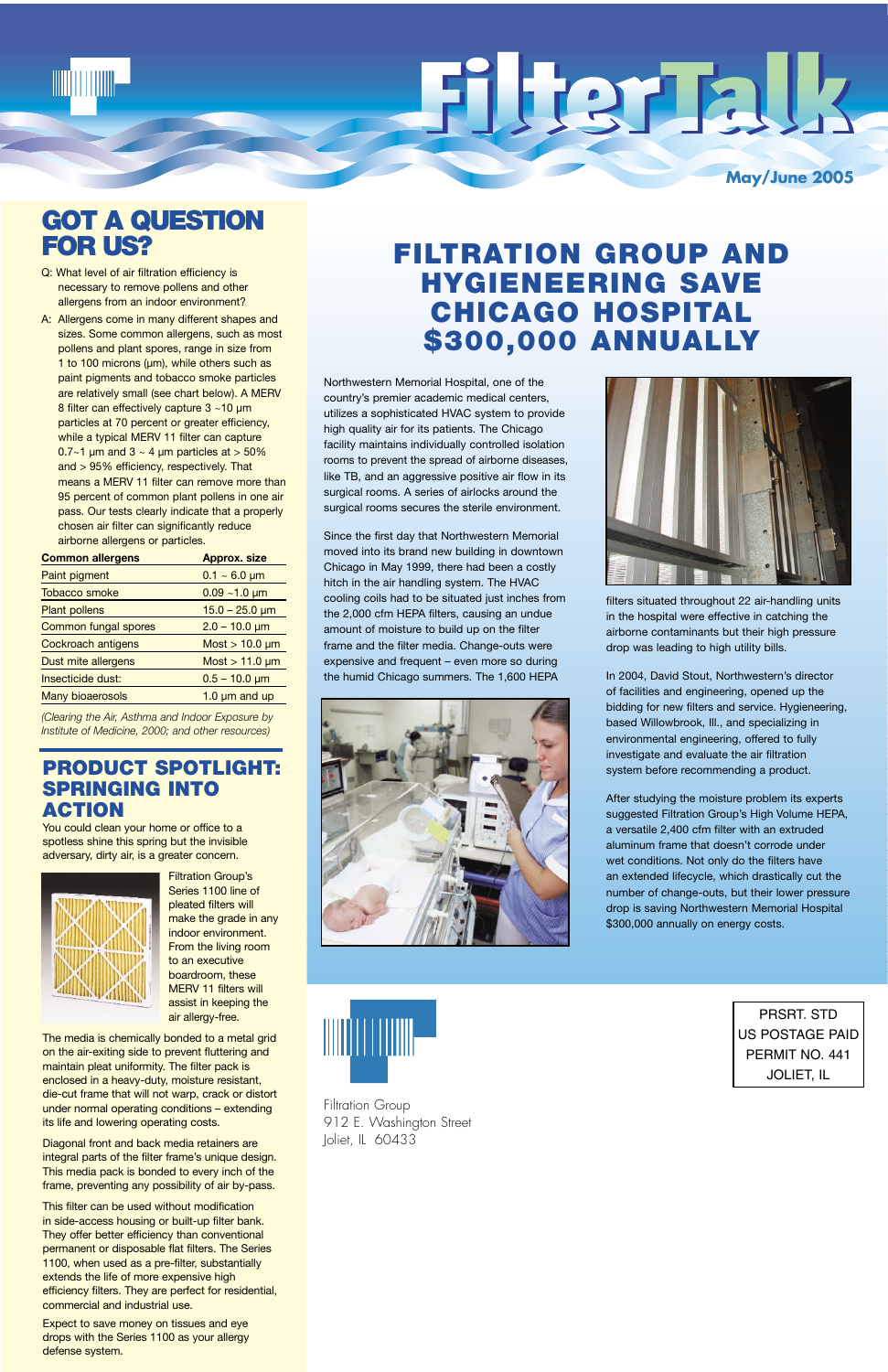# FilterTalk

May/June 2005

## GOT A QUESTION FOR US?

Q: What level of air filtration efficiency is necessary to remove pollens and other allergens from an indoor environment?

A: Allergens come in many different shapes and sizes. Some common allergens, such as most pollens and plant spores, range in size from 1 to 100 microns (µm), while others such as paint pigments and tobacco smoke particles are relatively small (see chart below). A MERV 8 filter can effectively capture 3 ~10 µm particles at 70 percent or greater efficiency, while a typical MERV 11 filter can capture 0.7~1 µm and 3 ~ 4 µm particles at > 50% and > 95% efficiency, respectively. That means a MERV 11 filter can remove more than 95 percent of common plant pollens in one air pass. Our tests clearly indicate that a properly chosen air filter can significantly reduce airborne allergens or particles.

| Common allergens | Approx. size |
|---|---|
| Paint pigment | 0.1 ~ 6.0 µm |
| Tobacco smoke | 0.09 ~1.0 µm |
| Plant pollens | 15.0 – 25.0 µm |
| Common fungal spores | 2.0 – 10.0 µm |
| Cockroach antigens | Most > 10.0 µm |
| Dust mite allergens | Most > 11.0 µm |
| Insecticide dust: | 0.5 – 10.0 µm |
| Many bioaerosols | 1.0 µm and up |

*(Clearing the Air, Asthma and Indoor Exposure by Institute of Medicine, 2000; and other resources)*

## PRODUCT SPOTLIGHT: SPRINGING INTO ACTION

You could clean your home or office to a spotless shine this spring but the invisible adversary, dirty air, is a greater concern.

Filtration Group's Series 1100 line of pleated filters will make the grade in any indoor environment. From the living room to an executive boardroom, these MERV 11 filters will assist in keeping the air allergy-free.

The media is chemically bonded to a metal grid on the air-exiting side to prevent fluttering and maintain pleat uniformity. The filter pack is enclosed in a heavy-duty, moisture resistant, die-cut frame that will not warp, crack or distort under normal operating conditions – extending its life and lowering operating costs.

Diagonal front and back media retainers are integral parts of the filter frame's unique design. This media pack is bonded to every inch of the frame, preventing any possibility of air by-pass.

This filter can be used without modification in side-access housing or built-up filter bank. They offer better efficiency than conventional permanent or disposable flat filters. The Series 1100, when used as a pre-filter, substantially extends the life of more expensive high efficiency filters. They are perfect for residential, commercial and industrial use.

Expect to save money on tissues and eye drops with the Series 1100 as your allergy defense system.

## FILTRATION GROUP AND HYGIENEERING SAVE CHICAGO HOSPITAL $300,000 ANNUALLY

Northwestern Memorial Hospital, one of the country's premier academic medical centers, utilizes a sophisticated HVAC system to provide high quality air for its patients. The Chicago facility maintains individually controlled isolation rooms to prevent the spread of airborne diseases, like TB, and an aggressive positive air flow in its surgical rooms. A series of airlocks around the surgical rooms secures the sterile environment.

Since the first day that Northwestern Memorial moved into its brand new building in downtown Chicago in May 1999, there had been a costly hitch in the air handling system. The HVAC cooling coils had to be situated just inches from the 2,000 cfm HEPA filters, causing an undue amount of moisture to build up on the filter frame and the filter media. Change-outs were expensive and frequent – even more so during the humid Chicago summers. The 1,600 HEPA filters situated throughout 22 air-handling units in the hospital were effective in catching the airborne contaminants but their high pressure drop was leading to high utility bills.

In 2004, David Stout, Northwestern's director of facilities and engineering, opened up the bidding for new filters and service. Hygieneering, based Willowbrook, Ill., and specializing in environmental engineering, offered to fully investigate and evaluate the air filtration system before recommending a product.

After studying the moisture problem its experts suggested Filtration Group's High Volume HEPA, a versatile 2,400 cfm filter with an extruded aluminum frame that doesn't corrode under wet conditions. Not only do the filters have an extended lifecycle, which drastically cut the number of change-outs, but their lower pressure drop is saving Northwestern Memorial Hospital $300,000 annually on energy costs.

Filtration Group
912 E. Washington Street
Joliet, IL 60433

PRSRT. STD
US POSTAGE PAID
PERMIT NO. 441
JOLIET, IL